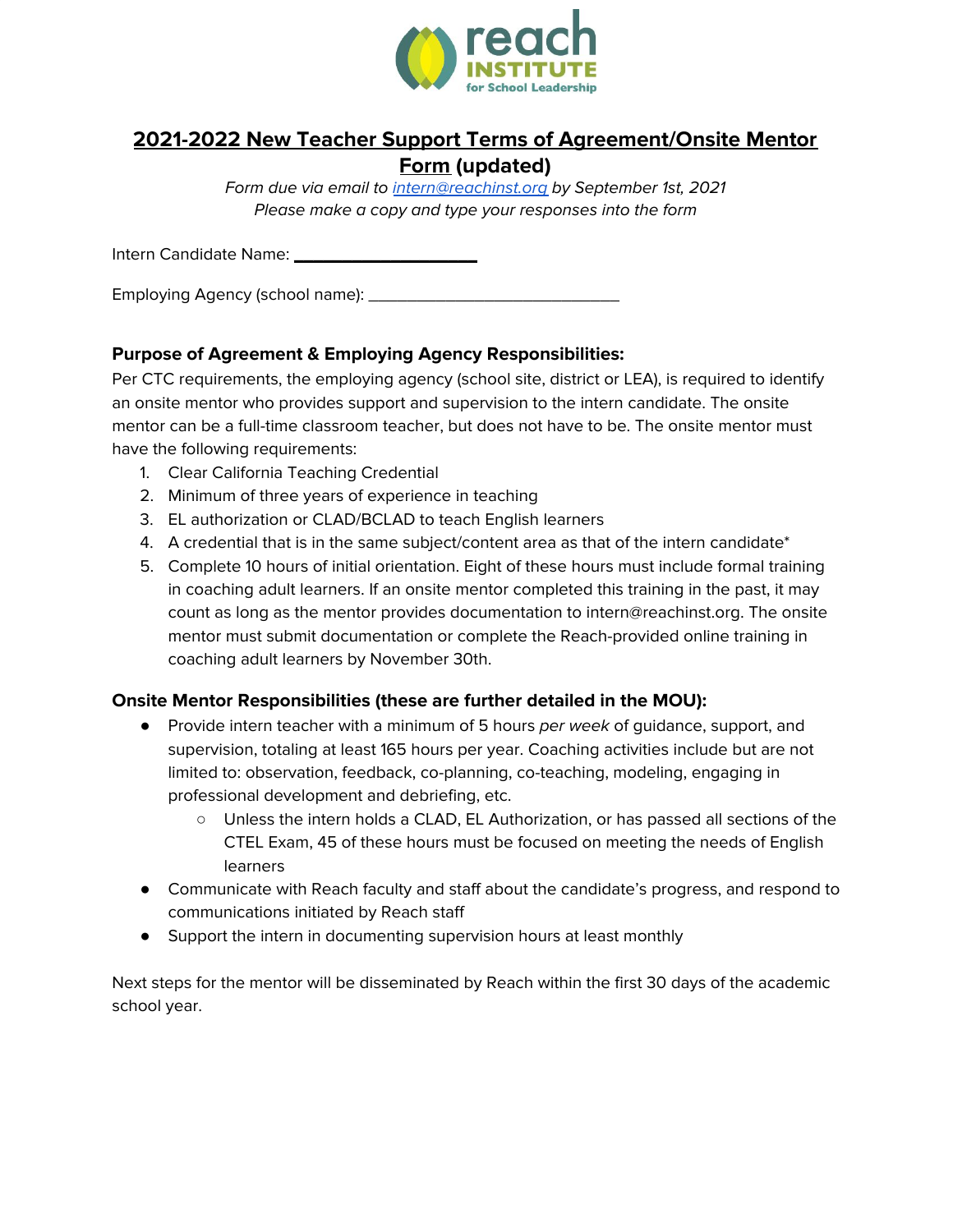# 2021-2022 New Teacher Support Terms of Agreement/Onsite Mentor Form (updated)

*Form due via email to [intern@reachinst.org](mailto:intern@reachinst.org) by September 1st, 2021*
*Please make a copy and type your responses into the form*

Intern Candidate Name: ____________________

Employing Agency (school name): ____________________________

### Purpose of Agreement & Employing Agency Responsibilities:

Per CTC requirements, the employing agency (school site, district or LEA), is required to identify an onsite mentor who provides support and supervision to the intern candidate. The onsite mentor can be a full-time classroom teacher, but does not have to be. The onsite mentor must have the following requirements:

1. Clear California Teaching Credential
2. Minimum of three years of experience in teaching
3. EL authorization or CLAD/BCLAD to teach English learners
4. A credential that is in the same subject/content area as that of the intern candidate*
5. Complete 10 hours of initial orientation. Eight of these hours must include formal training in coaching adult learners. If an onsite mentor completed this training in the past, it may count as long as the mentor provides documentation to intern@reachinst.org. The onsite mentor must submit documentation or complete the Reach-provided online training in coaching adult learners by November 30th.

### Onsite Mentor Responsibilities (these are further detailed in the MOU):

- Provide intern teacher with a minimum of 5 hours *per week* of guidance, support, and supervision, totaling at least 165 hours per year. Coaching activities include but are not limited to: observation, feedback, co-planning, co-teaching, modeling, engaging in professional development and debriefing, etc.
  - Unless the intern holds a CLAD, EL Authorization, or has passed all sections of the CTEL Exam, 45 of these hours must be focused on meeting the needs of English learners
- Communicate with Reach faculty and staff about the candidate's progress, and respond to communications initiated by Reach staff
- Support the intern in documenting supervision hours at least monthly

Next steps for the mentor will be disseminated by Reach within the first 30 days of the academic school year.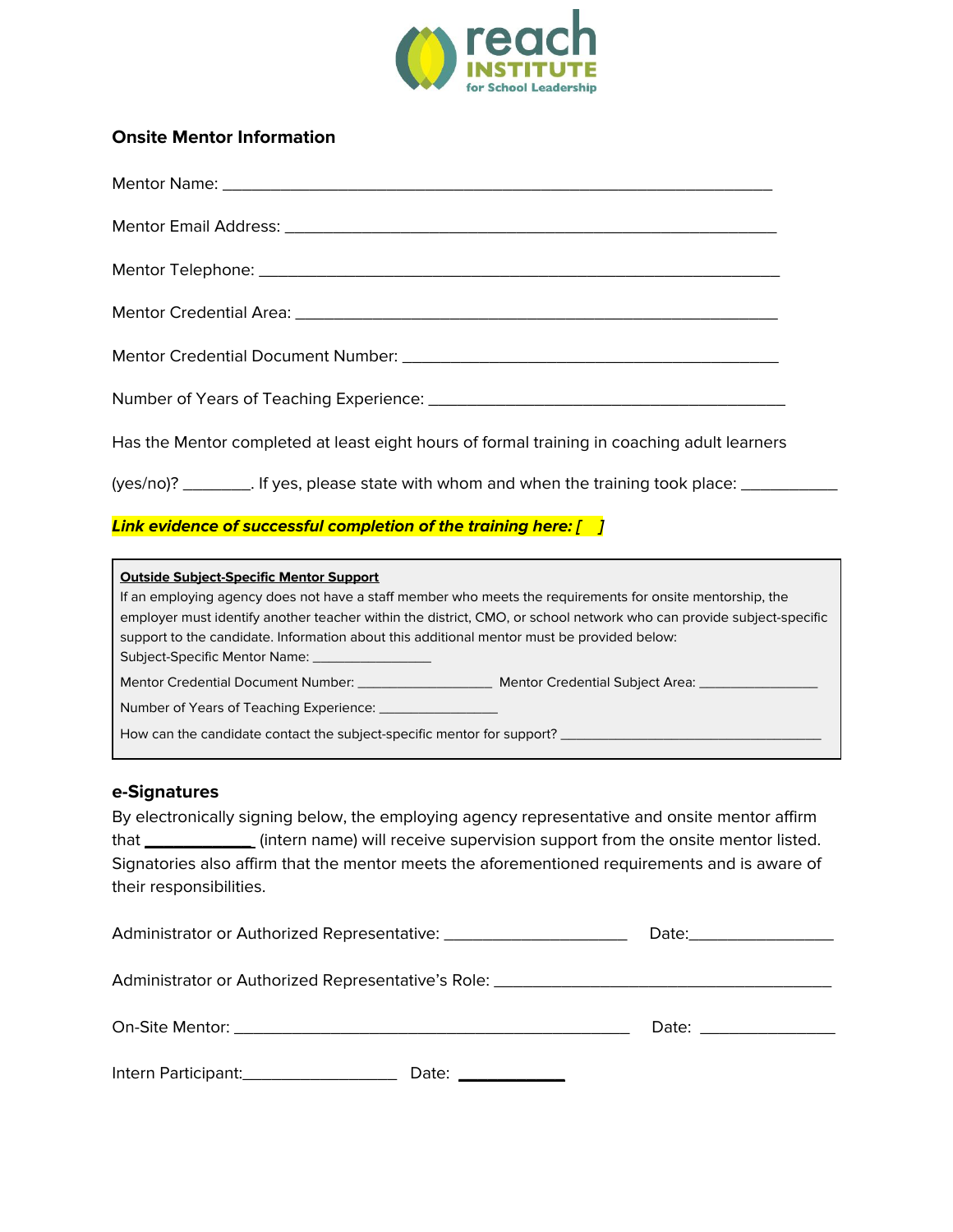**Onsite Mentor Information**

Mentor Name: ___________________________________________________________

Mentor Email Address: _______________________________________________________

Mentor Telephone: __________________________________________________________

Mentor Credential Area: ______________________________________________________

Mentor Credential Document Number: __________________________________________

Number of Years of Teaching Experience: _______________________________________

Has the Mentor completed at least eight hours of formal training in coaching adult learners

(yes/no)? ________. If yes, please state with whom and when the training took place: ___________

***Link evidence of successful completion of the training here: [ ]***

**Outside Subject-Specific Mentor Support**

If an employing agency does not have a staff member who meets the requirements for onsite mentorship, the employer must identify another teacher within the district, CMO, or school network who can provide subject-specific support to the candidate. Information about this additional mentor must be provided below:

Subject-Specific Mentor Name: ________________

Mentor Credential Document Number: __________________ Mentor Credential Subject Area: ________________

Number of Years of Teaching Experience: ________________

How can the candidate contact the subject-specific mentor for support? ____________________________________

### e-Signatures

By electronically signing below, the employing agency representative and onsite mentor affirm that ____________ (intern name) will receive supervision support from the onsite mentor listed. Signatories also affirm that the mentor meets the aforementioned requirements and is aware of their responsibilities.

Administrator or Authorized Representative: _____________________ Date:________________

Administrator or Authorized Representative's Role: _______________________________________

On-Site Mentor: ____________________________________________ Date: ________________

Intern Participant:__________________ Date: ____________